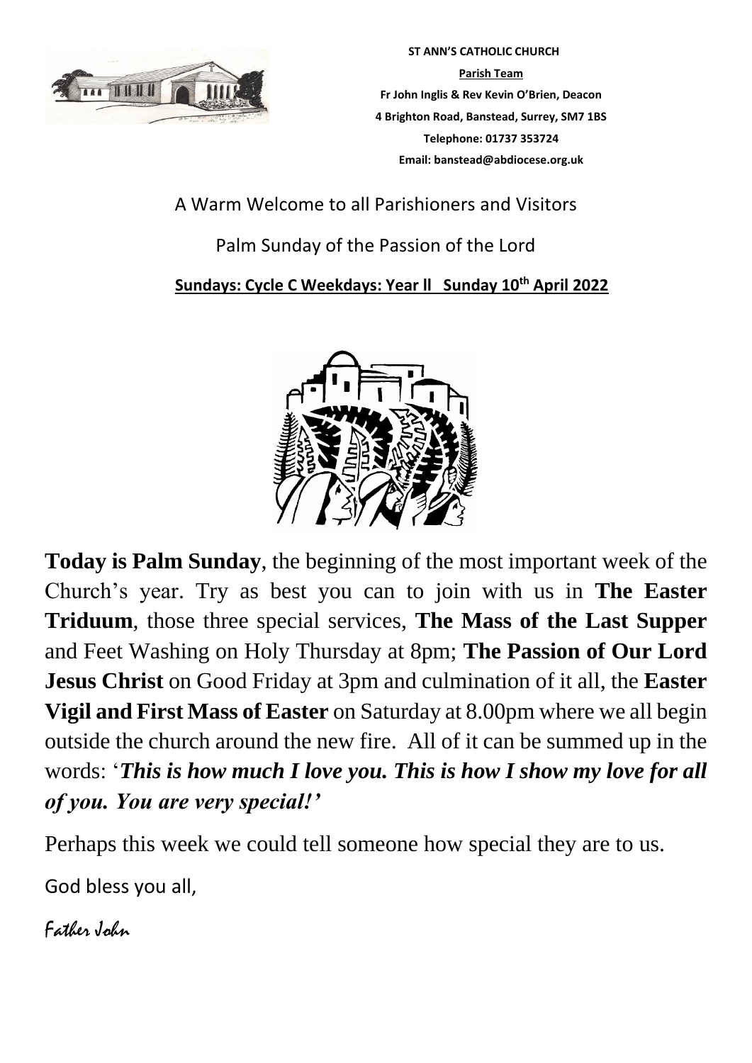**ST ANN'S CATHOLIC CHURCH**

**Parish Team**

**Fr John Inglis & Rev Kevin O'Brien, Deacon**

**4 Brighton Road, Banstead, Surrey, SM7 1BS**

**Telephone: 01737 353724**

**Email: banstead@abdiocese.org.uk**

A Warm Welcome to all Parishioners and Visitors

Palm Sunday of the Passion of the Lord

**Sundays: Cycle C Weekdays: Year ll Sunday 10th April 2022**

**Today is Palm Sunday**, the beginning of the most important week of the Church's year. Try as best you can to join with us in **The Easter Triduum**, those three special services, **The Mass of the Last Supper** and Feet Washing on Holy Thursday at 8pm; **The Passion of Our Lord Jesus Christ** on Good Friday at 3pm and culmination of it all, the **Easter Vigil and First Mass of Easter** on Saturday at 8.00pm where we all begin outside the church around the new fire. All of it can be summed up in the words: '***This is how much I love you. This is how I show my love for all of you. You are very special!'***

Perhaps this week we could tell someone how special they are to us.

God bless you all,

Father John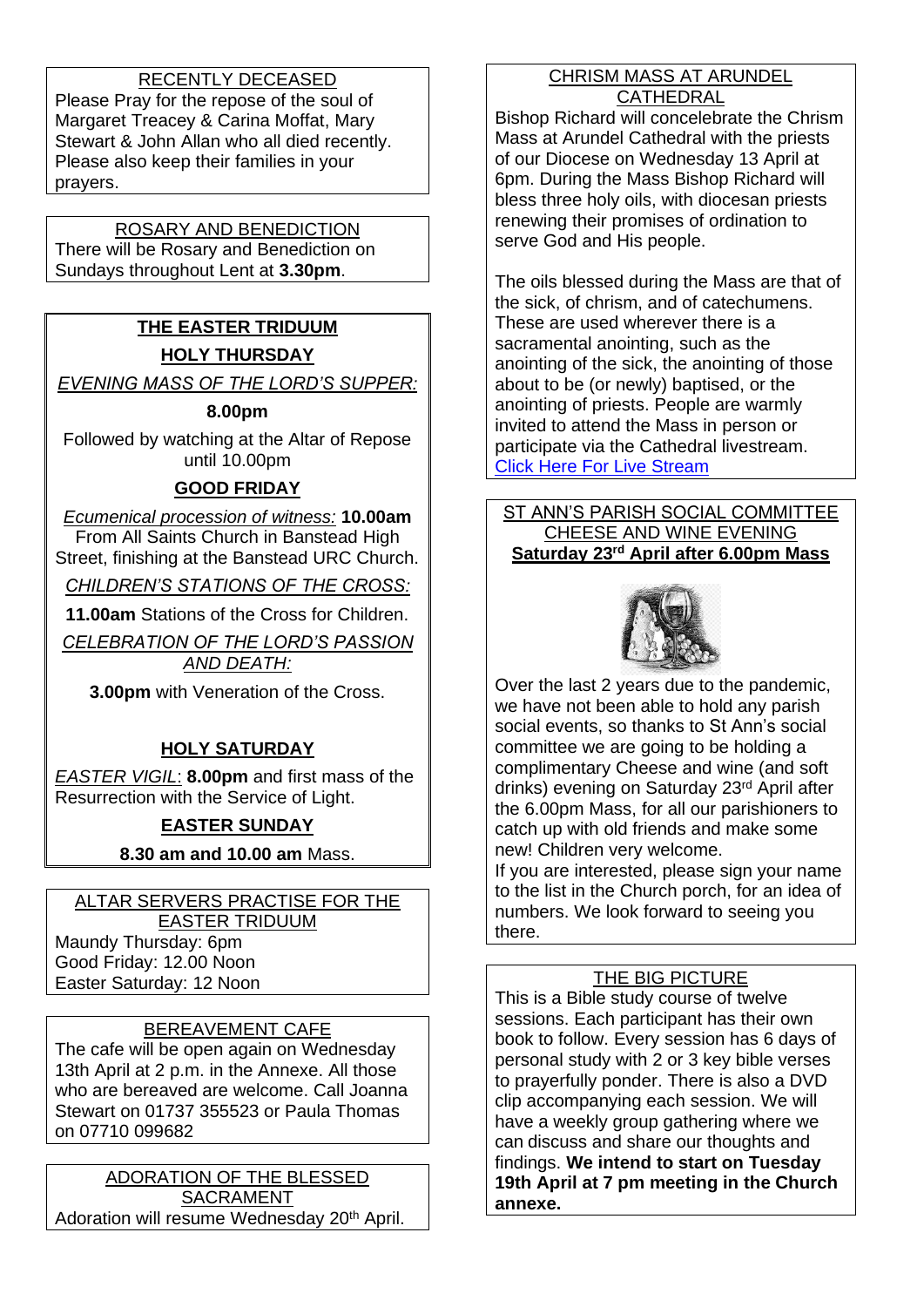## RECENTLY DECEASED

Please Pray for the repose of the soul of Margaret Treacey & Carina Moffat, Mary Stewart & John Allan who all died recently. Please also keep their families in your prayers.

## ROSARY AND BENEDICTION

There will be Rosary and Benediction on Sundays throughout Lent at **3.30pm**.

## THE EASTER TRIDUUM

### HOLY THURSDAY

*EVENING MASS OF THE LORD'S SUPPER:*

**8.00pm**

Followed by watching at the Altar of Repose until 10.00pm

### GOOD FRIDAY

*Ecumenical procession of witness:* **10.00am** From All Saints Church in Banstead High Street, finishing at the Banstead URC Church.

*CHILDREN'S STATIONS OF THE CROSS:*

**11.00am** Stations of the Cross for Children.

*CELEBRATION OF THE LORD'S PASSION AND DEATH:*

**3.00pm** with Veneration of the Cross.

### HOLY SATURDAY

*EASTER VIGIL*: **8.00pm** and first mass of the Resurrection with the Service of Light.

### EASTER SUNDAY

**8.30 am and 10.00 am** Mass.

## ALTAR SERVERS PRACTISE FOR THE EASTER TRIDUUM

Maundy Thursday: 6pm
Good Friday: 12.00 Noon
Easter Saturday: 12 Noon

## BEREAVEMENT CAFE

The cafe will be open again on Wednesday 13th April at 2 p.m. in the Annexe. All those who are bereaved are welcome. Call Joanna Stewart on 01737 355523 or Paula Thomas on 07710 099682

## ADORATION OF THE BLESSED SACRAMENT

Adoration will resume Wednesday 20th April.

## CHRISM MASS AT ARUNDEL CATHEDRAL

Bishop Richard will concelebrate the Chrism Mass at Arundel Cathedral with the priests of our Diocese on Wednesday 13 April at 6pm. During the Mass Bishop Richard will bless three holy oils, with diocesan priests renewing their promises of ordination to serve God and His people.

The oils blessed during the Mass are that of the sick, of chrism, and of catechumens. These are used wherever there is a sacramental anointing, such as the anointing of the sick, the anointing of those about to be (or newly) baptised, or the anointing of priests. People are warmly invited to attend the Mass in person or participate via the Cathedral livestream. Click Here For Live Stream

## ST ANN'S PARISH SOCIAL COMMITTEE CHEESE AND WINE EVENING

**Saturday 23rd April after 6.00pm Mass**

Over the last 2 years due to the pandemic, we have not been able to hold any parish social events, so thanks to St Ann's social committee we are going to be holding a complimentary Cheese and wine (and soft drinks) evening on Saturday 23rd April after the 6.00pm Mass, for all our parishioners to catch up with old friends and make some new! Children very welcome.

If you are interested, please sign your name to the list in the Church porch, for an idea of numbers. We look forward to seeing you there.

## THE BIG PICTURE

This is a Bible study course of twelve sessions. Each participant has their own book to follow. Every session has 6 days of personal study with 2 or 3 key bible verses to prayerfully ponder. There is also a DVD clip accompanying each session. We will have a weekly group gathering where we can discuss and share our thoughts and findings. **We intend to start on Tuesday 19th April at 7 pm meeting in the Church annexe.**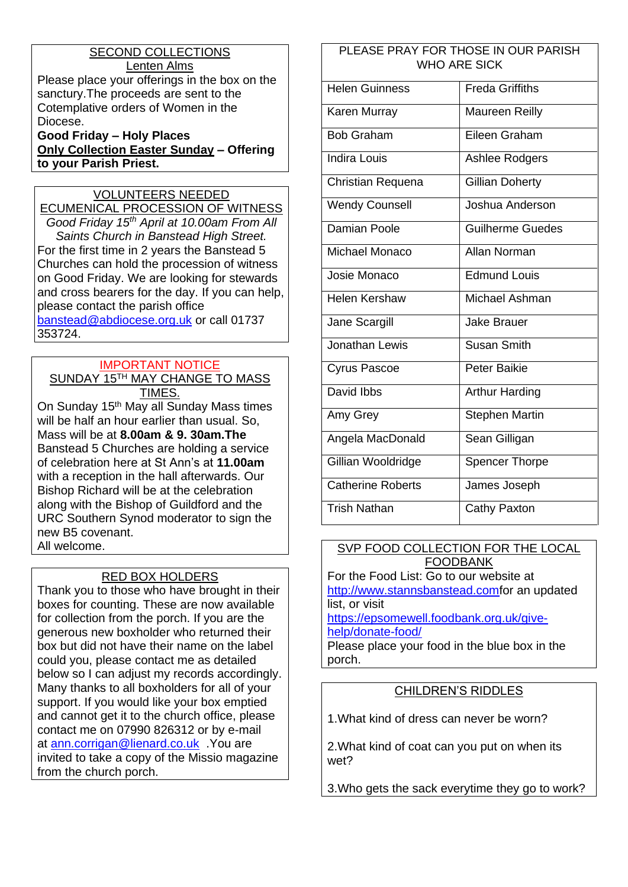## SECOND COLLECTIONS

### Lenten Alms

Please place your offerings in the box on the sanctury.The proceeds are sent to the Cotemplative orders of Women in the Diocese.

**Good Friday – Holy Places**

**Only Collection Easter Sunday – Offering to your Parish Priest.**

## VOLUNTEERS NEEDED

### ECUMENICAL PROCESSION OF WITNESS

*Good Friday 15th April at 10.00am From All Saints Church in Banstead High Street.*

For the first time in 2 years the Banstead 5 Churches can hold the procession of witness on Good Friday. We are looking for stewards and cross bearers for the day. If you can help, please contact the parish office banstead@abdiocese.org.uk or call 01737 353724.

## IMPORTANT NOTICE

### SUNDAY 15TH MAY CHANGE TO MASS TIMES.

On Sunday 15th May all Sunday Mass times will be half an hour earlier than usual. So, Mass will be at **8.00am & 9. 30am.The** Banstead 5 Churches are holding a service of celebration here at St Ann's at **11.00am** with a reception in the hall afterwards. Our Bishop Richard will be at the celebration along with the Bishop of Guildford and the URC Southern Synod moderator to sign the new B5 covenant.

All welcome.

## RED BOX HOLDERS

Thank you to those who have brought in their boxes for counting. These are now available for collection from the porch. If you are the generous new boxholder who returned their box but did not have their name on the label could you, please contact me as detailed below so I can adjust my records accordingly. Many thanks to all boxholders for all of your support. If you would like your box emptied and cannot get it to the church office, please contact me on 07990 826312 or by e-mail at ann.corrigan@lienard.co.uk .You are invited to take a copy of the Missio magazine from the church porch.

## PLEASE PRAY FOR THOSE IN OUR PARISH WHO ARE SICK

| | |
|---|---|
| Helen Guinness | Freda Griffiths |
| Karen Murray | Maureen Reilly |
| Bob Graham | Eileen Graham |
| Indira Louis | Ashlee Rodgers |
| Christian Requena | Gillian Doherty |
| Wendy Counsell | Joshua Anderson |
| Damian Poole | Guilherme Guedes |
| Michael Monaco | Allan Norman |
| Josie Monaco | Edmund Louis |
| Helen Kershaw | Michael Ashman |
| Jane Scargill | Jake Brauer |
| Jonathan Lewis | Susan Smith |
| Cyrus Pascoe | Peter Baikie |
| David Ibbs | Arthur Harding |
| Amy Grey | Stephen Martin |
| Angela MacDonald | Sean Gilligan |
| Gillian Wooldridge | Spencer Thorpe |
| Catherine Roberts | James Joseph |
| Trish Nathan | Cathy Paxton |

## SVP FOOD COLLECTION FOR THE LOCAL FOODBANK

For the Food List: Go to our website at http://www.stannsbanstead.comfor an updated list, or visit https://epsomewell.foodbank.org.uk/give-help/donate-food/

Please place your food in the blue box in the porch.

## CHILDREN'S RIDDLES

1.What kind of dress can never be worn?

2.What kind of coat can you put on when its wet?

3.Who gets the sack everytime they go to work?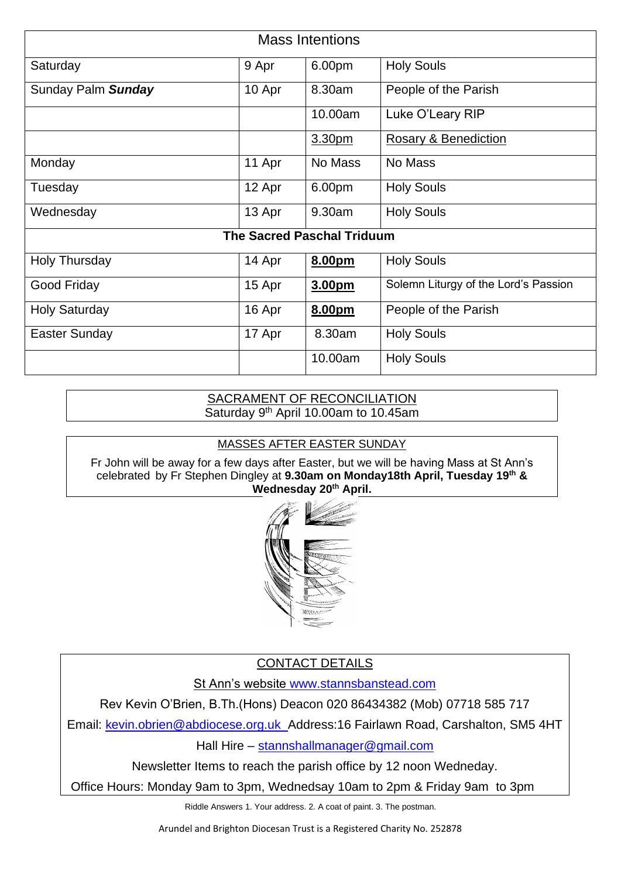| Mass Intentions | | | |
|---|---|---|---|
| Saturday | 9 Apr | 6.00pm | Holy Souls |
| Sunday Palm ***Sunday*** | 10 Apr | 8.30am | People of the Parish |
| | | 10.00am | Luke O'Leary RIP |
| | | 3.30pm | Rosary & Benediction |
| Monday | 11 Apr | No Mass | No Mass |
| Tuesday | 12 Apr | 6.00pm | Holy Souls |
| Wednesday | 13 Apr | 9.30am | Holy Souls |
| **The Sacred Paschal Triduum** | | | |
| Holy Thursday | 14 Apr | **8.00pm** | Holy Souls |
| Good Friday | 15 Apr | **3.00pm** | Solemn Liturgy of the Lord's Passion |
| Holy Saturday | 16 Apr | **8.00pm** | People of the Parish |
| Easter Sunday | 17 Apr | 8.30am | Holy Souls |
| | | 10.00am | Holy Souls |

SACRAMENT OF RECONCILIATION

Saturday 9th April 10.00am to 10.45am

MASSES AFTER EASTER SUNDAY

Fr John will be away for a few days after Easter, but we will be having Mass at St Ann's celebrated by Fr Stephen Dingley at **9.30am on Monday18th April, Tuesday 19th & Wednesday 20th April.**

CONTACT DETAILS

St Ann's website www.stannsbanstead.com

Rev Kevin O'Brien, B.Th.(Hons) Deacon 020 86434382 (Mob) 07718 585 717

Email: kevin.obrien@abdiocese.org.uk Address:16 Fairlawn Road, Carshalton, SM5 4HT

Hall Hire – stannshallmanager@gmail.com

Newsletter Items to reach the parish office by 12 noon Wedneday.

Office Hours: Monday 9am to 3pm, Wednedsay 10am to 2pm & Friday 9am to 3pm

Riddle Answers 1. Your address. 2. A coat of paint. 3. The postman.

Arundel and Brighton Diocesan Trust is a Registered Charity No. 252878